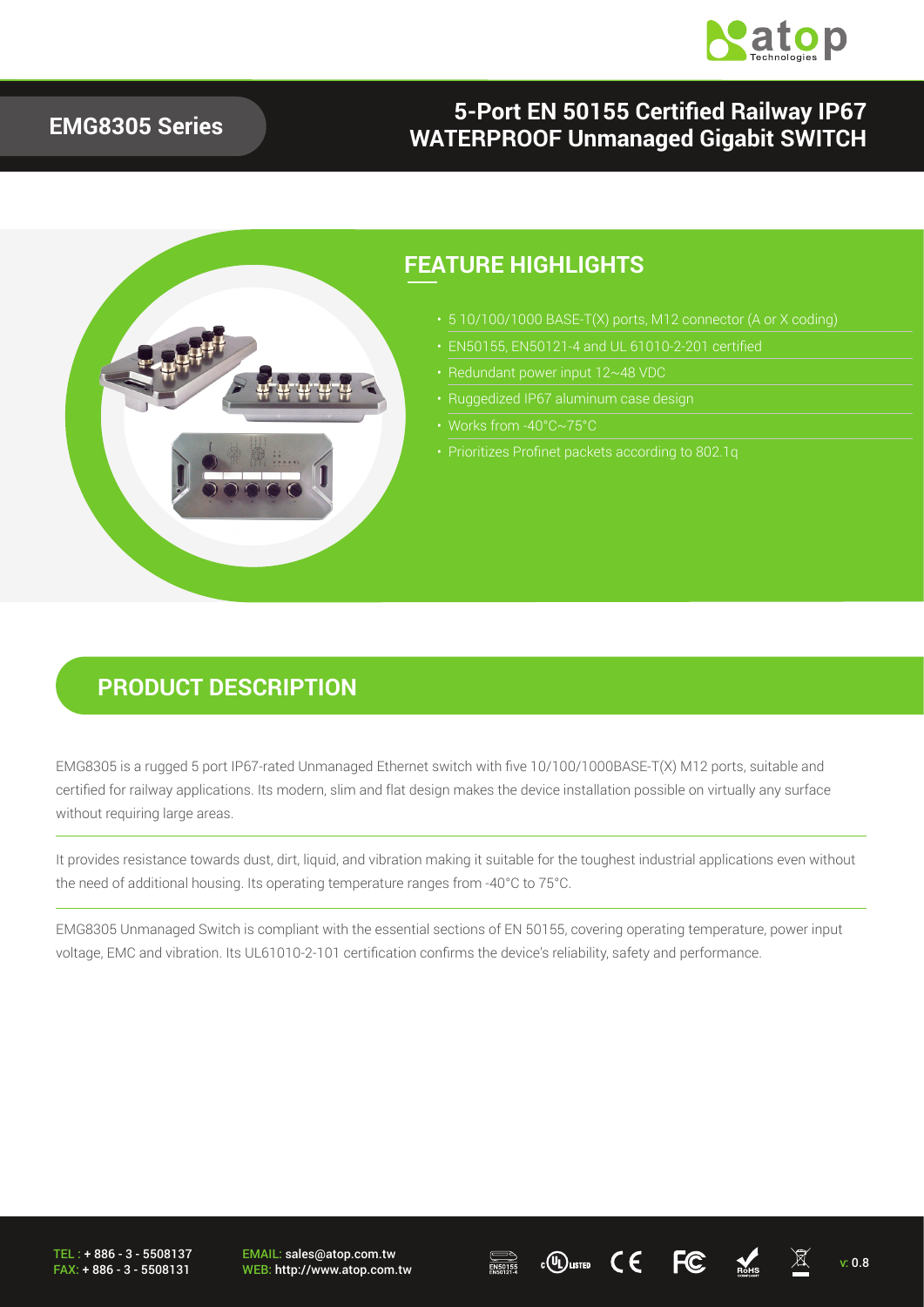# EMG8305 Series

## 5-Port EN 50155 Certified Railway IP67 WATERPROOF Unmanaged Gigabit SWITCH

## FEATURE HIGHLIGHTS

- 5 10/100/1000 BASE-T(X) ports, M12 connector (A or X coding)
- EN50155, EN50121-4 and UL 61010-2-201 certified
- Redundant power input 12~48 VDC
- Ruggedized IP67 aluminum case design
- Works from -40°C~75°C
- Prioritizes Profinet packets according to 802.1q

## PRODUCT DESCRIPTION

EMG8305 is a rugged 5 port IP67-rated Unmanaged Ethernet switch with five 10/100/1000BASE-T(X) M12 ports, suitable and certified for railway applications. Its modern, slim and flat design makes the device installation possible on virtually any surface without requiring large areas.

It provides resistance towards dust, dirt, liquid, and vibration making it suitable for the toughest industrial applications even without the need of additional housing. Its operating temperature ranges from -40°C to 75°C.

EMG8305 Unmanaged Switch is compliant with the essential sections of EN 50155, covering operating temperature, power input voltage, EMC and vibration. Its UL61010-2-101 certification confirms the device's reliability, safety and performance.

TEL : + 886 - 3 - 5508137
FAX: + 886 - 3 - 5508131

EMAIL: sales@atop.com.tw
WEB: http://www.atop.com.tw

v: 0.8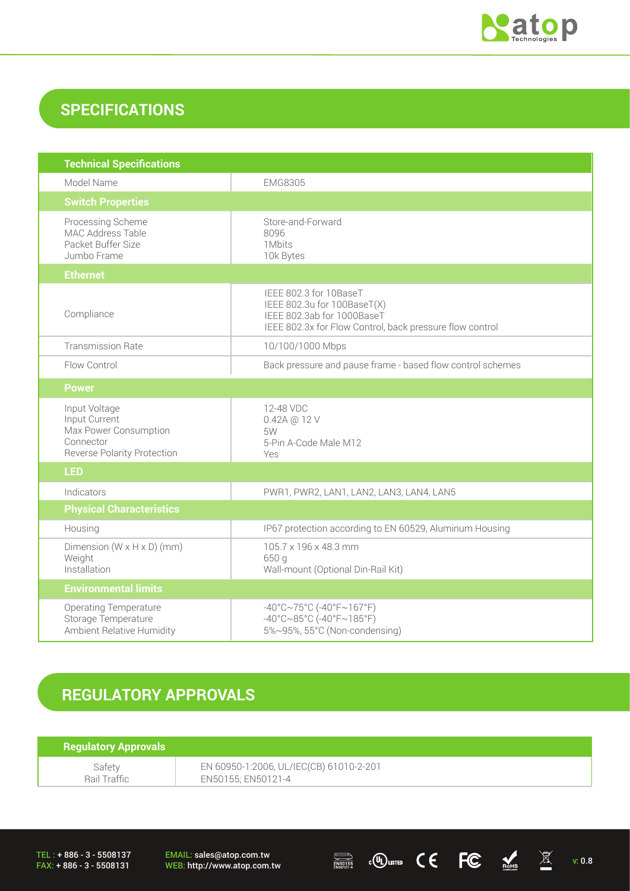## SPECIFICATIONS

| Technical Specifications | |
|---|---|
| Model Name | EMG8305 |
| **Switch Properties** | |
| Processing Scheme<br>MAC Address Table<br>Packet Buffer Size<br>Jumbo Frame | Store-and-Forward<br>8096<br>1Mbits<br>10k Bytes |
| **Ethernet** | |
| Compliance | IEEE 802.3 for 10BaseT<br>IEEE 802.3u for 100BaseT(X)<br>IEEE 802.3ab for 1000BaseT<br>IEEE 802.3x for Flow Control, back pressure flow control |
| Transmission Rate | 10/100/1000 Mbps |
| Flow Control | Back pressure and pause frame - based flow control schemes |
| **Power** | |
| Input Voltage<br>Input Current<br>Max Power Consumption<br>Connector<br>Reverse Polarity Protection | 12-48 VDC<br>0.42A @ 12 V<br>5W<br>5-Pin A-Code Male M12<br>Yes |
| **LED** | |
| Indicators | PWR1, PWR2, LAN1, LAN2, LAN3, LAN4, LAN5 |
| **Physical Characteristics** | |
| Housing | IP67 protection according to EN 60529, Aluminum Housing |
| Dimension (W x H x D) (mm)<br>Weight<br>Installation | 105.7 x 196 x 48.3 mm<br>650 g<br>Wall-mount (Optional Din-Rail Kit) |
| **Environmental limits** | |
| Operating Temperature<br>Storage Temperature<br>Ambient Relative Humidity | -40°C~75°C (-40°F~167°F)<br>-40°C~85°C (-40°F~185°F)<br>5%~95%, 55°C (Non-condensing) |

## REGULATORY APPROVALS

| Regulatory Approvals | |
|---|---|
| Safety<br>Rail Traffic | EN 60950-1:2006, UL/IEC(CB) 61010-2-201<br>EN50155; EN50121-4 |

TEL : + 886 - 3 - 5508137
FAX: + 886 - 3 - 5508131

EMAIL: sales@atop.com.tw
WEB: http://www.atop.com.tw

v: 0.8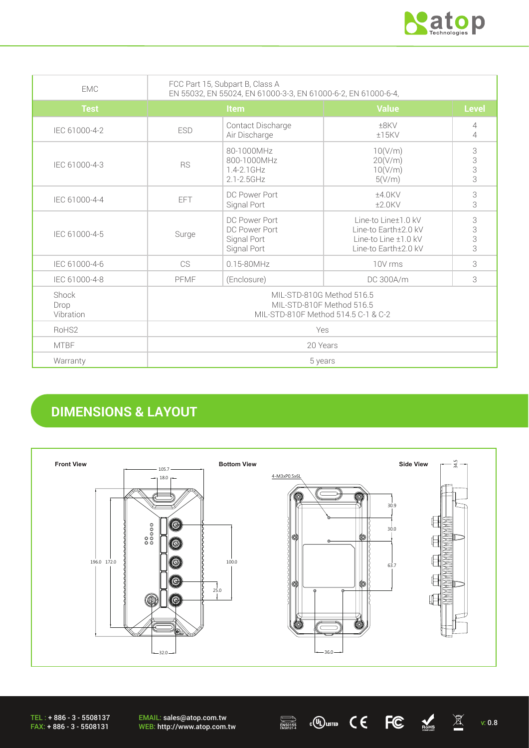| EMC | FCC Part 15, Subpart B, Class A<br>EN 55032, EN 55024, EN 61000-3-3, EN 61000-6-2, EN 61000-6-4, | | | |
|---|---|---|---|---|
| **Test** | **Item** | | **Value** | **Level** |
| IEC 61000-4-2 | ESD | Contact Discharge<br>Air Discharge | ±8KV<br>±15KV | 4<br>4 |
| IEC 61000-4-3 | RS | 80-1000MHz<br>800-1000MHz<br>1.4-2.1GHz<br>2.1-2.5GHz | 10(V/m)<br>20(V/m)<br>10(V/m)<br>5(V/m) | 3<br>3<br>3<br>3 |
| IEC 61000-4-4 | EFT | DC Power Port<br>Signal Port | ±4.0KV<br>±2.0KV | 3<br>3 |
| IEC 61000-4-5 | Surge | DC Power Port<br>DC Power Port<br>Signal Port<br>Signal Port | Line-to Line±1.0 kV<br>Line-to Earth±2.0 kV<br>Line-to Line ±1.0 kV<br>Line-to Earth±2.0 kV | 3<br>3<br>3<br>3 |
| IEC 61000-4-6 | CS | 0.15-80MHz | 10V rms | 3 |
| IEC 61000-4-8 | PFMF | (Enclosure) | DC 300A/m | 3 |
| Shock<br>Drop<br>Vibration | MIL-STD-810G Method 516.5<br>MIL-STD-810F Method 516.5<br>MIL-STD-810F Method 514.5 C-1 & C-2 | | | |
| RoHS2 | Yes | | | |
| MTBF | 20 Years | | | |
| Warranty | 5 years | | | |

## DIMENSIONS & LAYOUT

**Front View** — **Bottom View** — **Side View**

Front View: 105.7, 18.0, 196.0, 172.0, 100.0, 25.0, 32.0

Bottom View: 4-M3xP0.5x6L, 30.9, 30.0, 63.7, 36.0

Side View: 34.5

TEL : + 886 - 3 - 5508137
FAX: + 886 - 3 - 5508131

EMAIL: sales@atop.com.tw
WEB: http://www.atop.com.tw

v: 0.8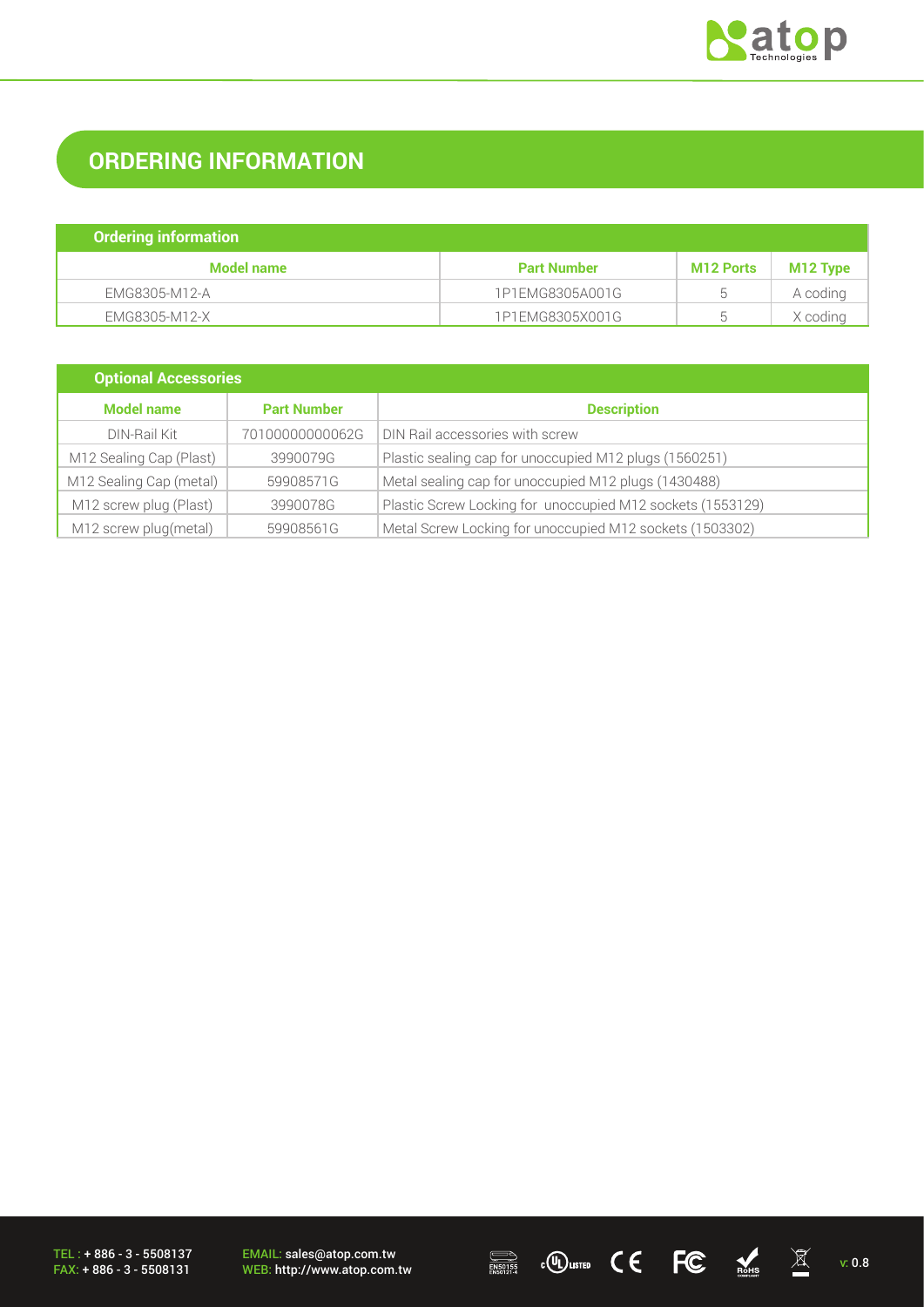# ORDERING INFORMATION

| Ordering information | | | |
|---|---|---|---|
| **Model name** | **Part Number** | **M12 Ports** | **M12 Type** |
| EMG8305-M12-A | 1P1EMG8305A001G | 5 | A coding |
| EMG8305-M12-X | 1P1EMG8305X001G | 5 | X coding |

| Optional Accessories | | |
|---|---|---|
| **Model name** | **Part Number** | **Description** |
| DIN-Rail Kit | 70100000000062G | DIN Rail accessories with screw |
| M12 Sealing Cap (Plast) | 3990079G | Plastic sealing cap for unoccupied M12 plugs (1560251) |
| M12 Sealing Cap (metal) | 59908571G | Metal sealing cap for unoccupied M12 plugs (1430488) |
| M12 screw plug (Plast) | 3990078G | Plastic Screw Locking for unoccupied M12 sockets (1553129) |
| M12 screw plug(metal) | 59908561G | Metal Screw Locking for unoccupied M12 sockets (1503302) |

TEL : + 886 - 3 - 5508137
FAX: + 886 - 3 - 5508131

EMAIL: sales@atop.com.tw
WEB: http://www.atop.com.tw

v: 0.8